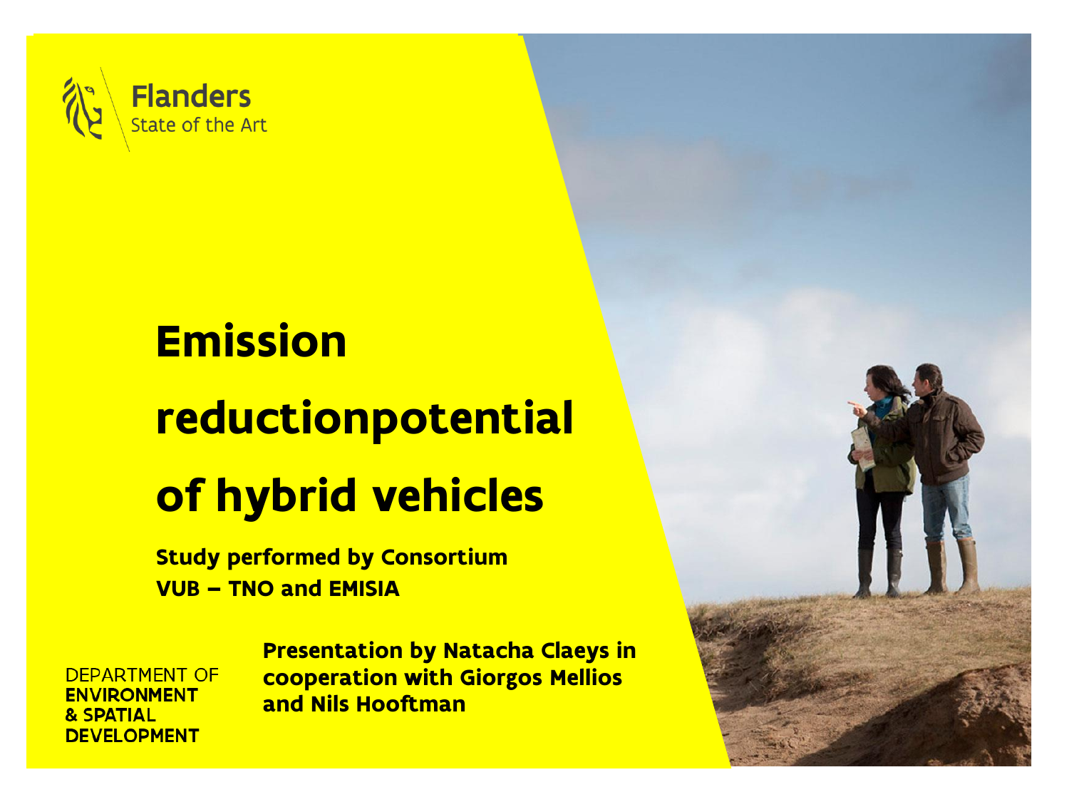Flanders
State of the Art

# Emission reductionpotential of hybrid vehicles

**Study performed by Consortium VUB – TNO and EMISIA**

**Presentation by Natacha Claeys in cooperation with Giorgos Mellios and Nils Hooftman**

DEPARTMENT OF
**ENVIRONMENT & SPATIAL DEVELOPMENT**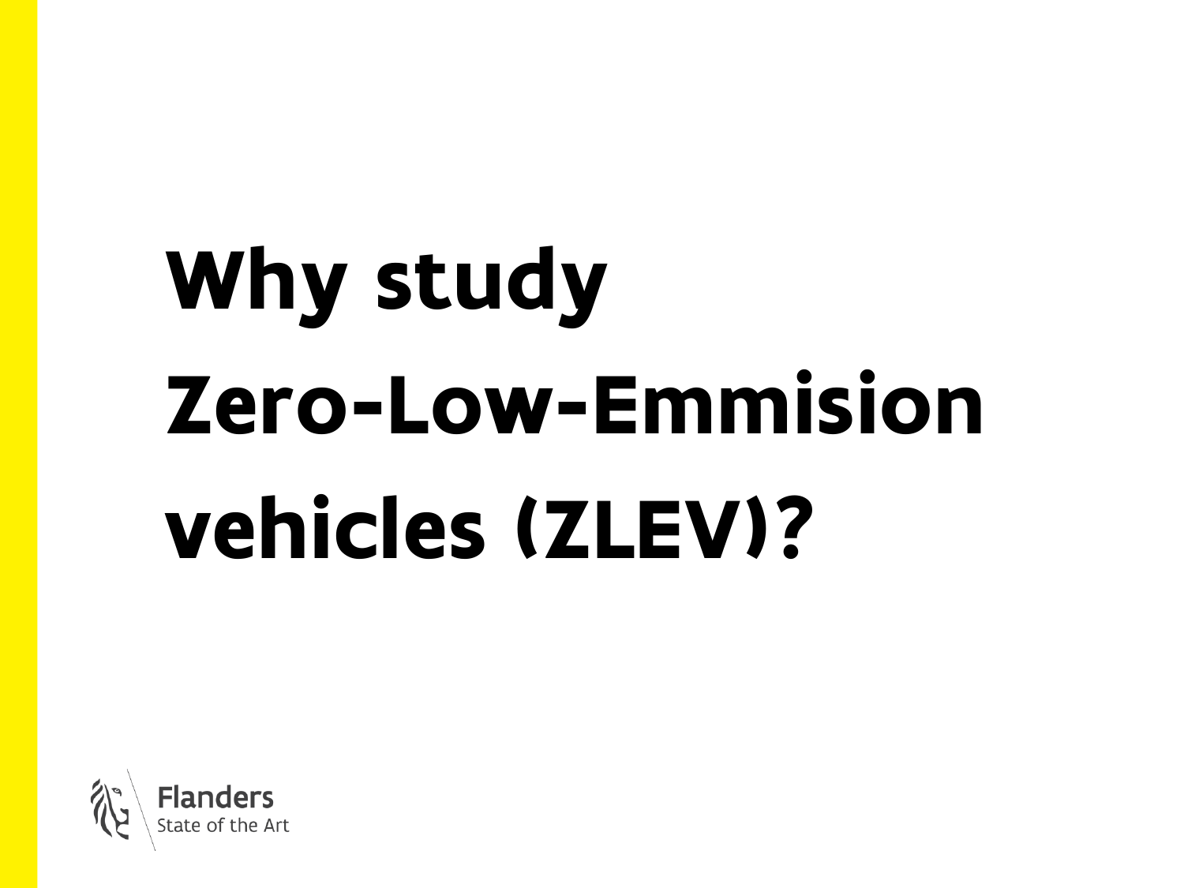# Why study Zero-Low-Emmision vehicles (ZLEV)?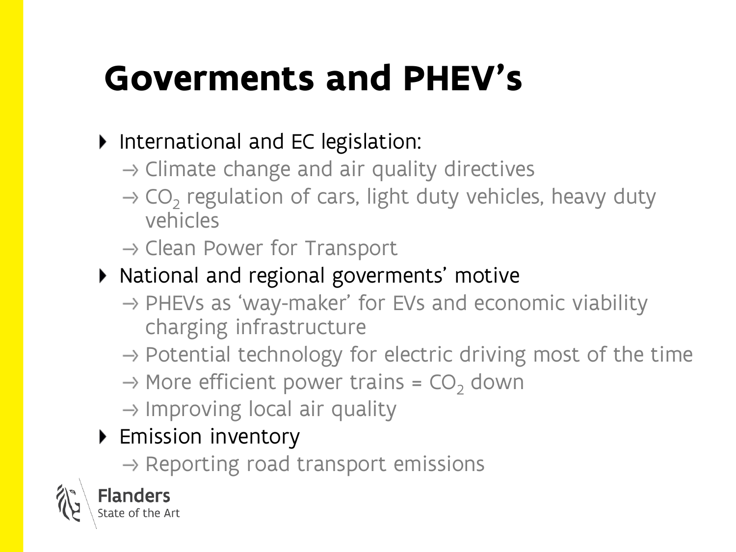# Goverments and PHEV's

- International and EC legislation:
  - → Climate change and air quality directives
  - → $CO_2$ regulation of cars, light duty vehicles, heavy duty vehicles
  - → Clean Power for Transport
- National and regional goverments' motive
  - → PHEVs as 'way-maker' for EVs and economic viability charging infrastructure
  - → Potential technology for electric driving most of the time
  - → More efficient power trains = $CO_2$ down
  - → Improving local air quality
- Emission inventory
  - → Reporting road transport emissions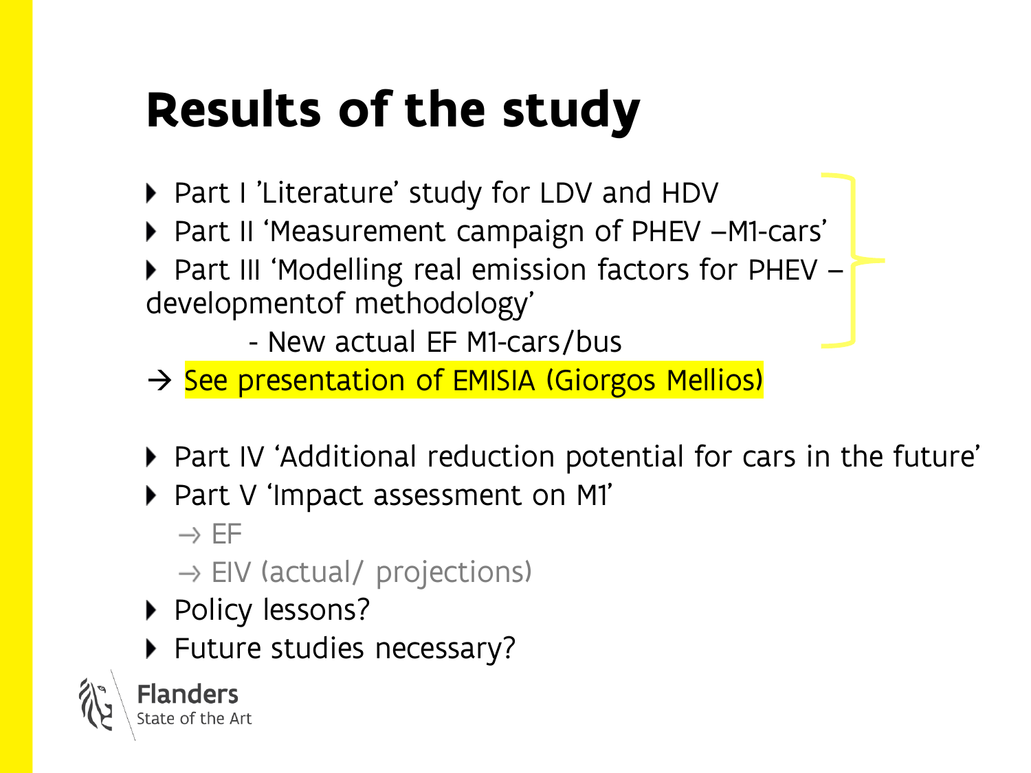# Results of the study

- Part I 'Literature' study for LDV and HDV
- Part II 'Measurement campaign of PHEV –M1-cars'
- Part III 'Modelling real emission factors for PHEV – developmentof methodology'
  - New actual EF M1-cars/bus

→ See presentation of EMISIA (Giorgos Mellios)

- Part IV 'Additional reduction potential for cars in the future'
- Part V 'Impact assessment on M1'
  - → EF
  - → EIV (actual/ projections)
- Policy lessons?
- Future studies necessary?

Flanders
State of the Art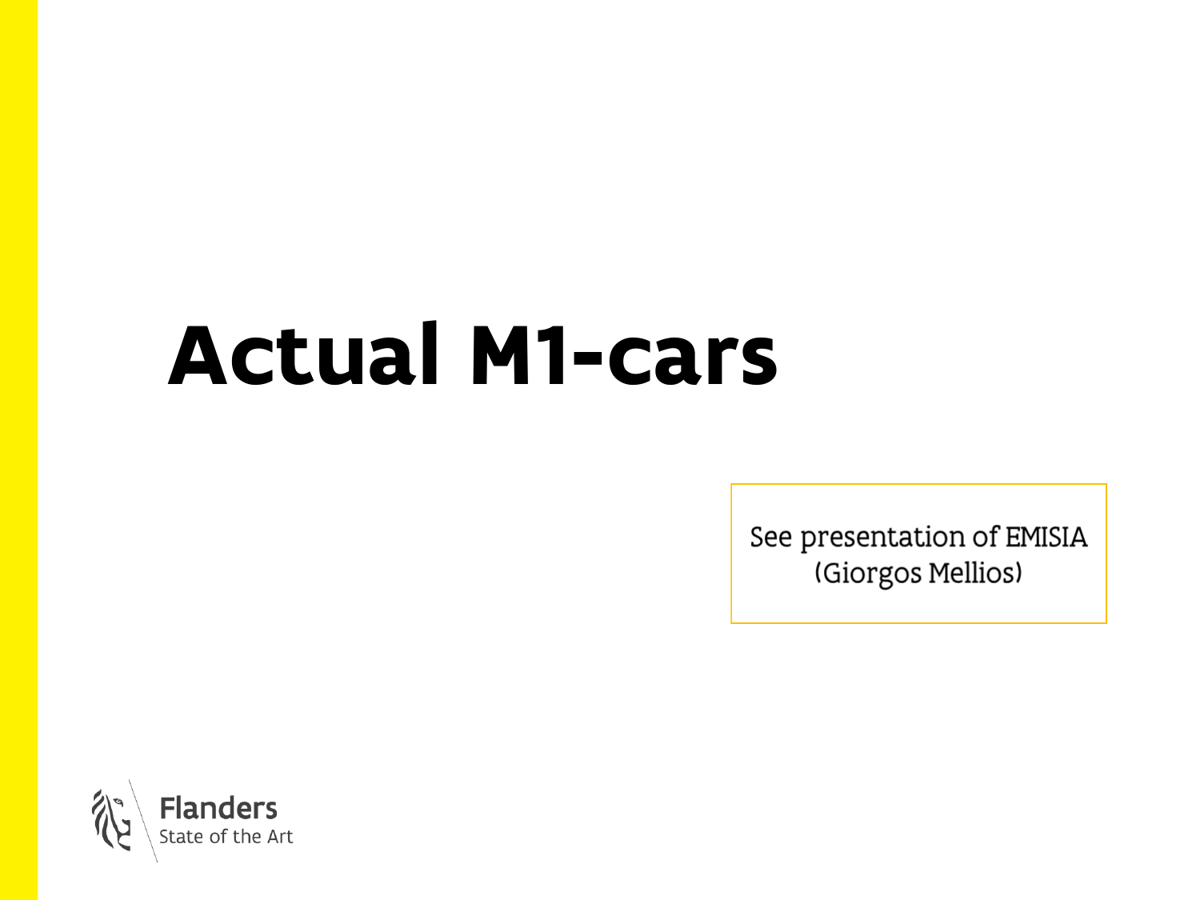# Actual M1-cars

See presentation of EMISIA
(Giorgos Mellios)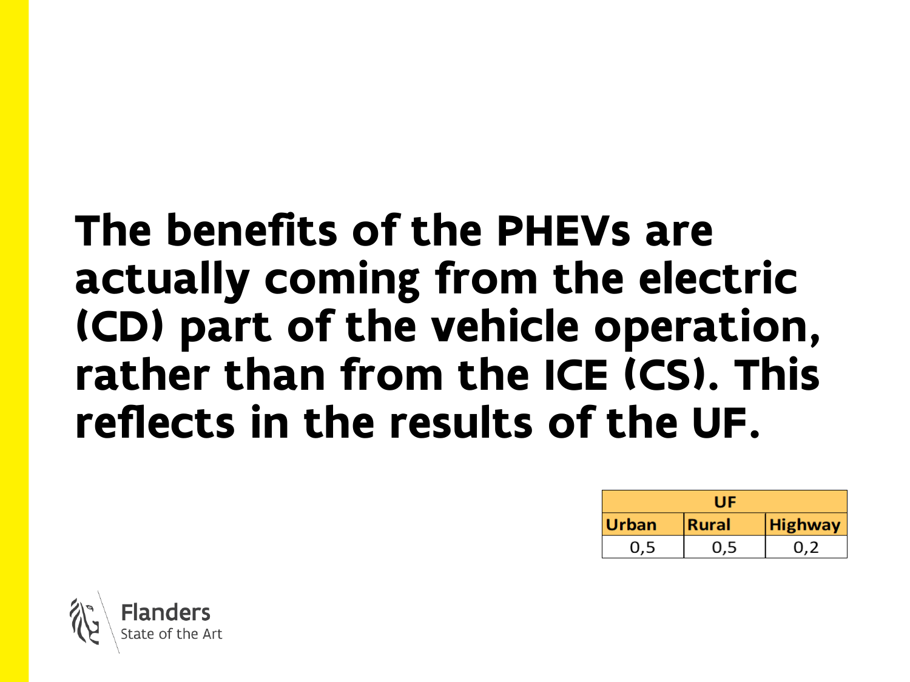# The benefits of the PHEVs are actually coming from the electric (CD) part of the vehicle operation, rather than from the ICE (CS). This reflects in the results of the UF.

| UF | | |
|---|---|---|
| Urban | Rural | Highway |
| 0,5 | 0,5 | 0,2 |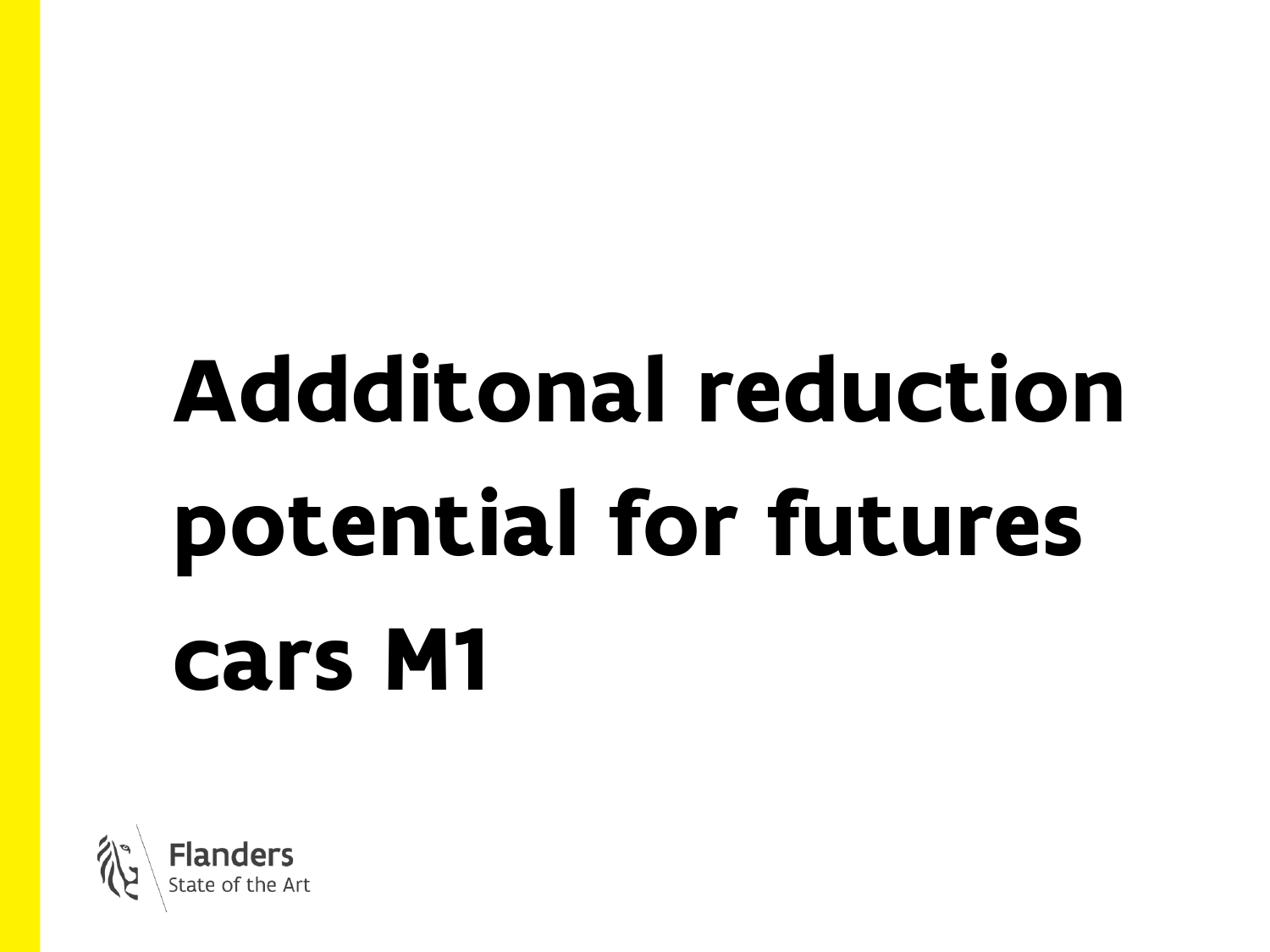# Addditonal reduction potential for futures cars M1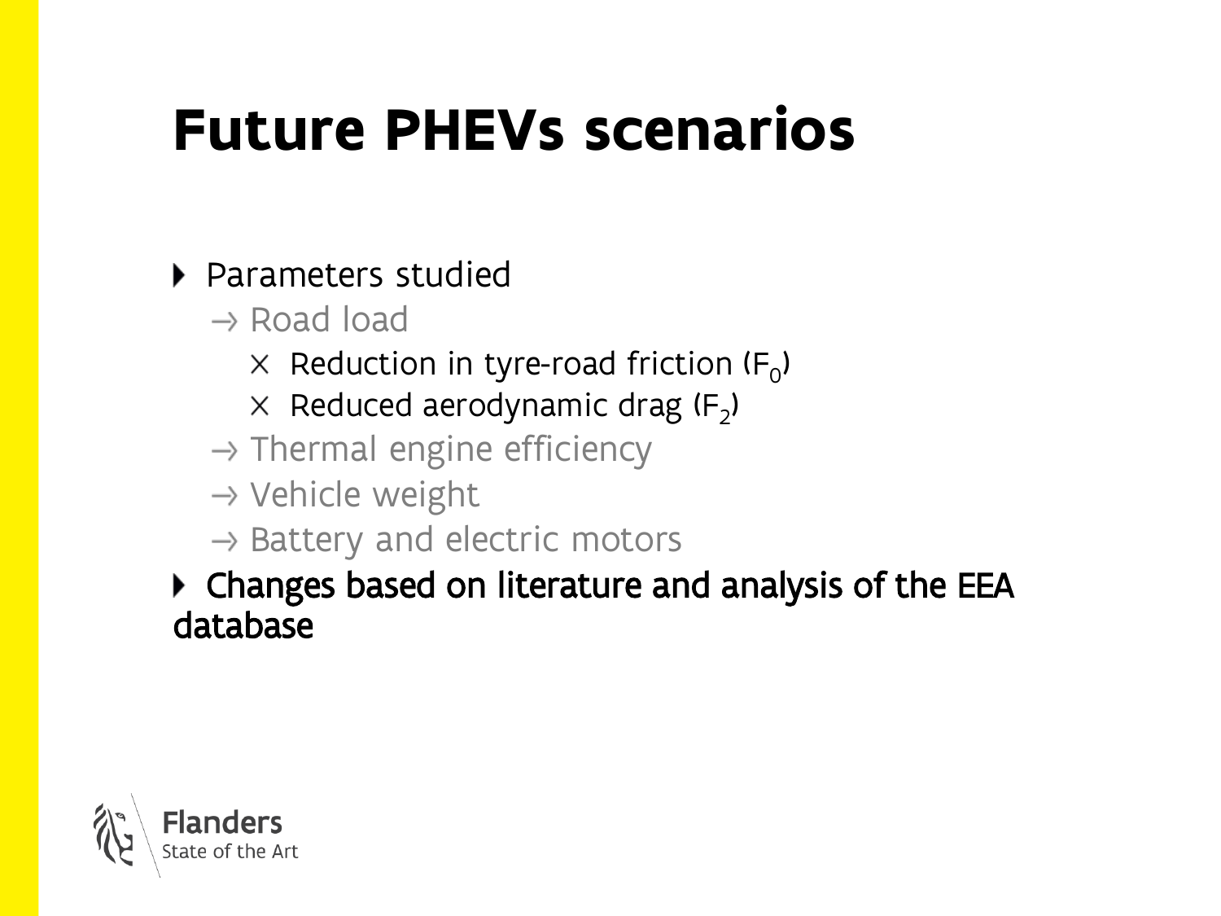# Future PHEVs scenarios

- Parameters studied
  - → Road load
    - × Reduction in tyre-road friction ($F_0$)
    - × Reduced aerodynamic drag ($F_2$)
  - → Thermal engine efficiency
  - → Vehicle weight
  - → Battery and electric motors
- Changes based on literature and analysis of the EEA database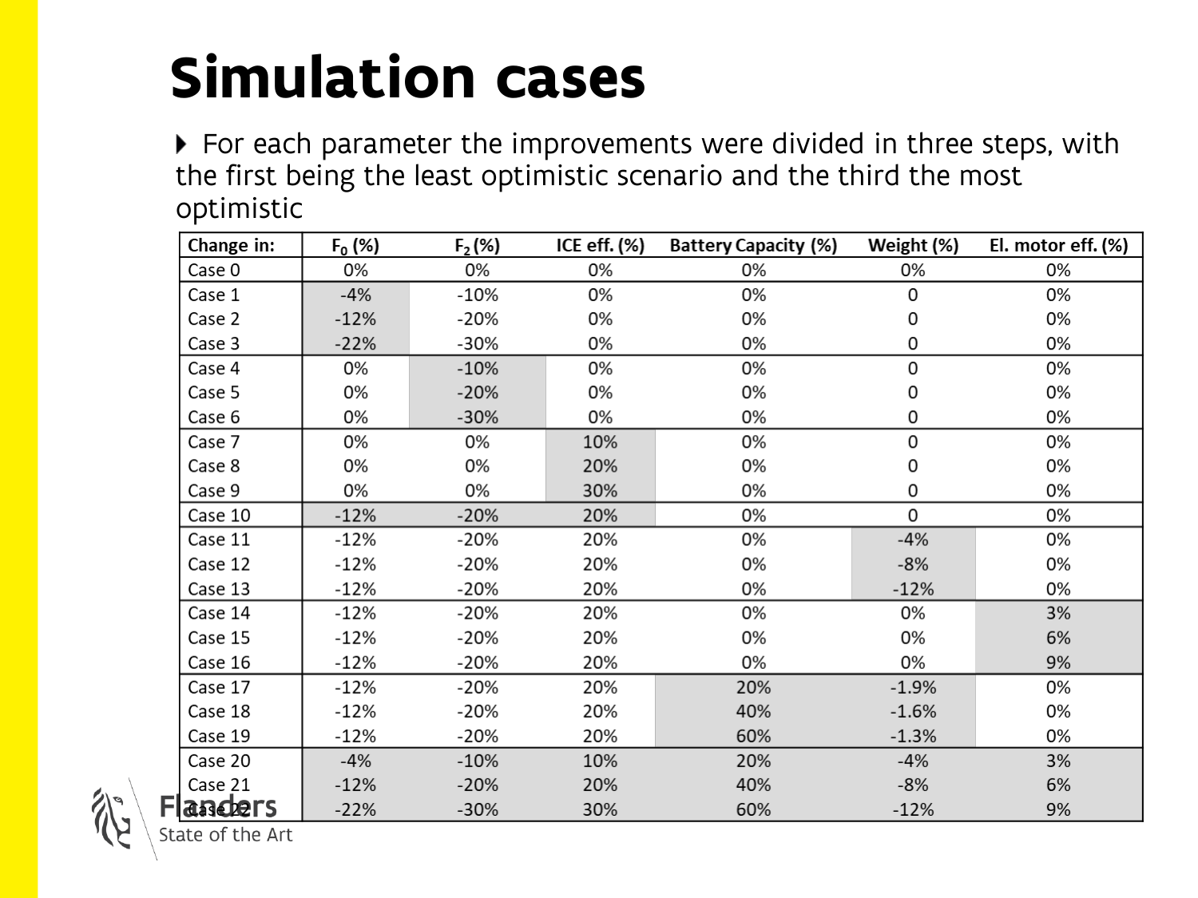# Simulation cases

- For each parameter the improvements were divided in three steps, with the first being the least optimistic scenario and the third the most optimistic

| Change in: | $F_0$ (%) | $F_2$ (%) | ICE eff. (%) | Battery Capacity (%) | Weight (%) | El. motor eff. (%) |
|---|---|---|---|---|---|---|
| Case 0 | 0% | 0% | 0% | 0% | 0% | 0% |
| Case 1 | -4% | -10% | 0% | 0% | 0 | 0% |
| Case 2 | -12% | -20% | 0% | 0% | 0 | 0% |
| Case 3 | -22% | -30% | 0% | 0% | 0 | 0% |
| Case 4 | 0% | -10% | 0% | 0% | 0 | 0% |
| Case 5 | 0% | -20% | 0% | 0% | 0 | 0% |
| Case 6 | 0% | -30% | 0% | 0% | 0 | 0% |
| Case 7 | 0% | 0% | 10% | 0% | 0 | 0% |
| Case 8 | 0% | 0% | 20% | 0% | 0 | 0% |
| Case 9 | 0% | 0% | 30% | 0% | 0 | 0% |
| Case 10 | -12% | -20% | 20% | 0% | 0 | 0% |
| Case 11 | -12% | -20% | 20% | 0% | -4% | 0% |
| Case 12 | -12% | -20% | 20% | 0% | -8% | 0% |
| Case 13 | -12% | -20% | 20% | 0% | -12% | 0% |
| Case 14 | -12% | -20% | 20% | 0% | 0% | 3% |
| Case 15 | -12% | -20% | 20% | 0% | 0% | 6% |
| Case 16 | -12% | -20% | 20% | 0% | 0% | 9% |
| Case 17 | -12% | -20% | 20% | 20% | -1.9% | 0% |
| Case 18 | -12% | -20% | 20% | 40% | -1.6% | 0% |
| Case 19 | -12% | -20% | 20% | 60% | -1.3% | 0% |
| Case 20 | -4% | -10% | 10% | 20% | -4% | 3% |
| Case 21 | -12% | -20% | 20% | 40% | -8% | 6% |
| Case 22 | -22% | -30% | 30% | 60% | -12% | 9% |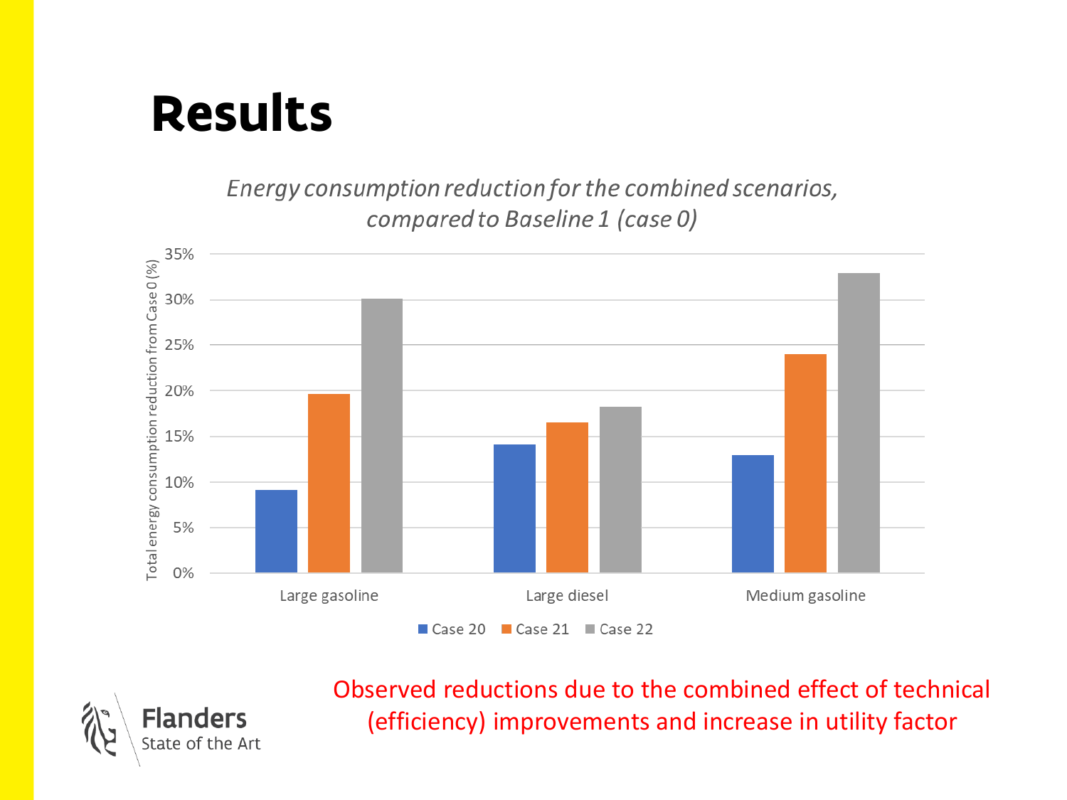# Results

*Energy consumption reduction for the combined scenarios, compared to Baseline 1 (case 0)*

Total energy consumption reduction from Case 0 (%)

35%
30%
25%
20%
15%
10%
5%
0%

Large gasoline | Large diesel | Medium gasoline

Case 20 | Case 21 | Case 22

Observed reductions due to the combined effect of technical (efficiency) improvements and increase in utility factor

Flanders
State of the Art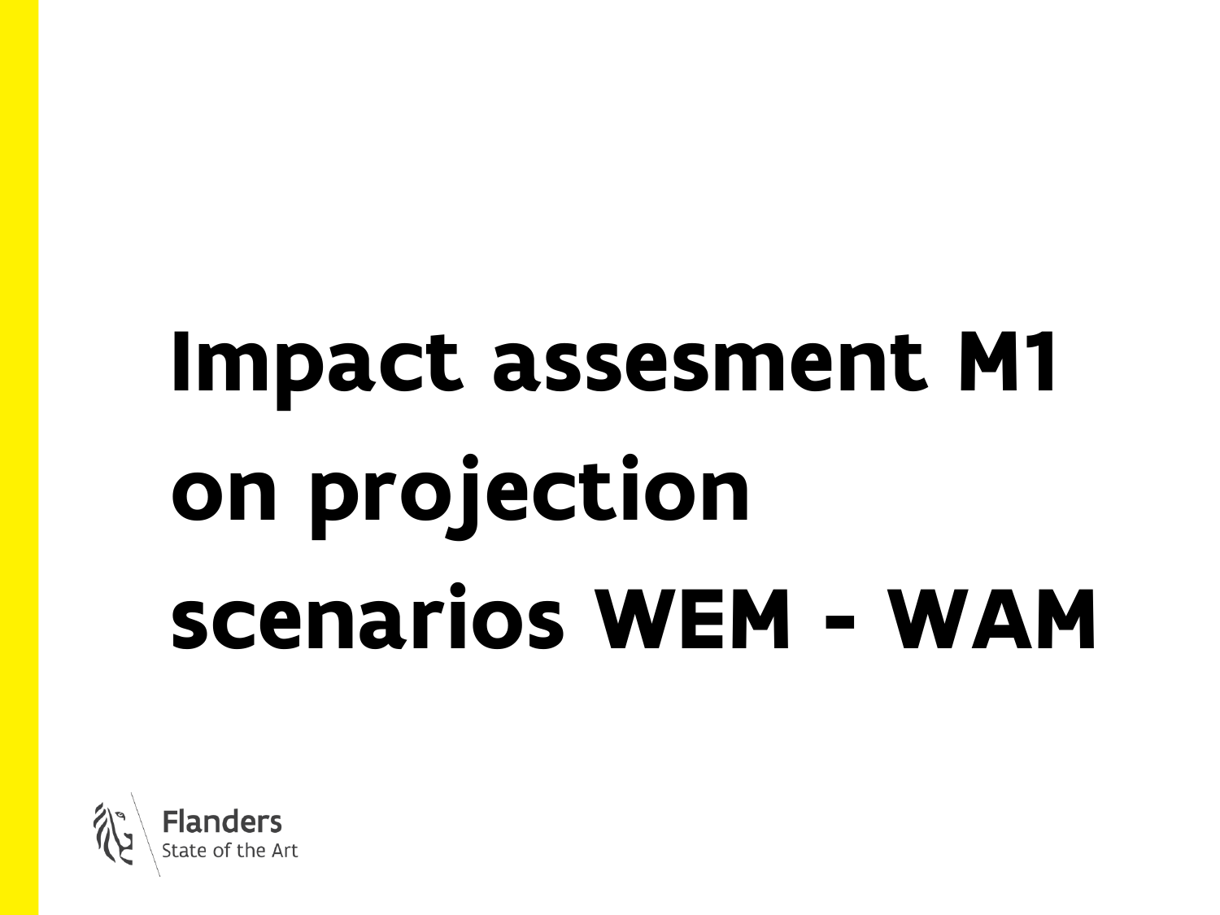# Impact assesment M1 on projection scenarios WEM - WAM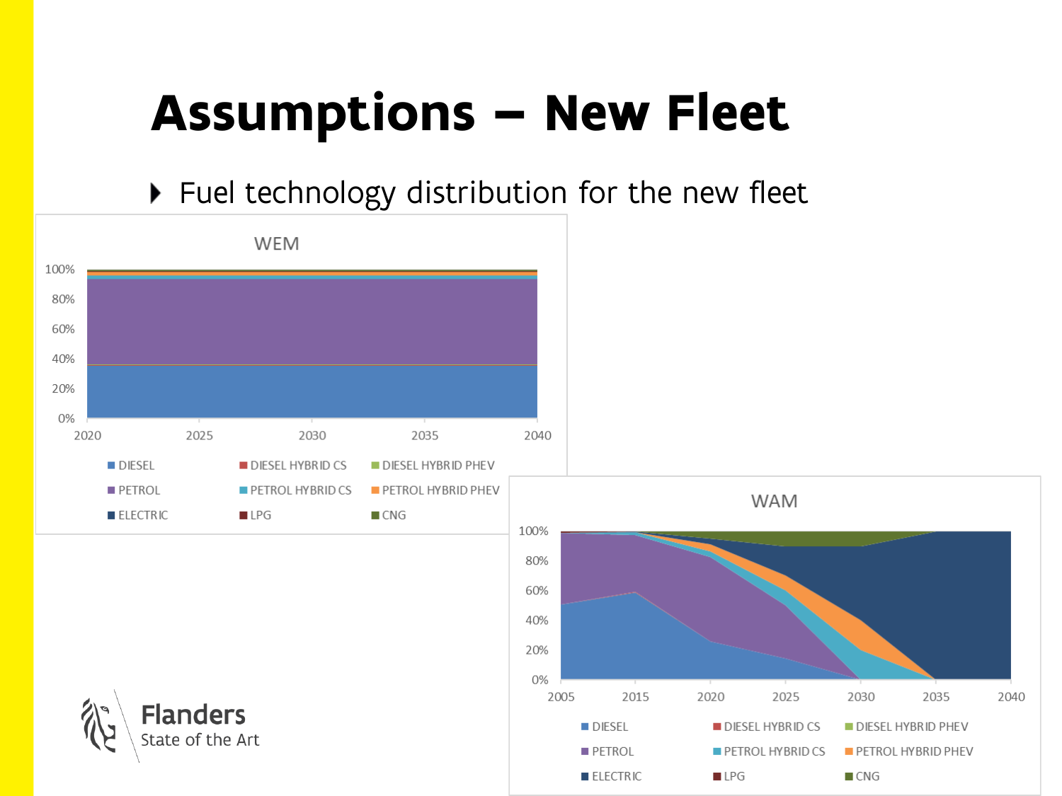# Assumptions – New Fleet

- Fuel technology distribution for the new fleet

WEM

100%
80%
60%
40%
20%
0%

2020 2025 2030 2035 2040

DIESEL DIESEL HYBRID CS DIESEL HYBRID PHEV
PETROL PETROL HYBRID CS PETROL HYBRID PHEV
ELECTRIC LPG CNG

WAM

100%
80%
60%
40%
20%
0%

2005 2015 2020 2025 2030 2035 2040

DIESEL DIESEL HYBRID CS DIESEL HYBRID PHEV
PETROL PETROL HYBRID CS PETROL HYBRID PHEV
ELECTRIC LPG CNG

Flanders
State of the Art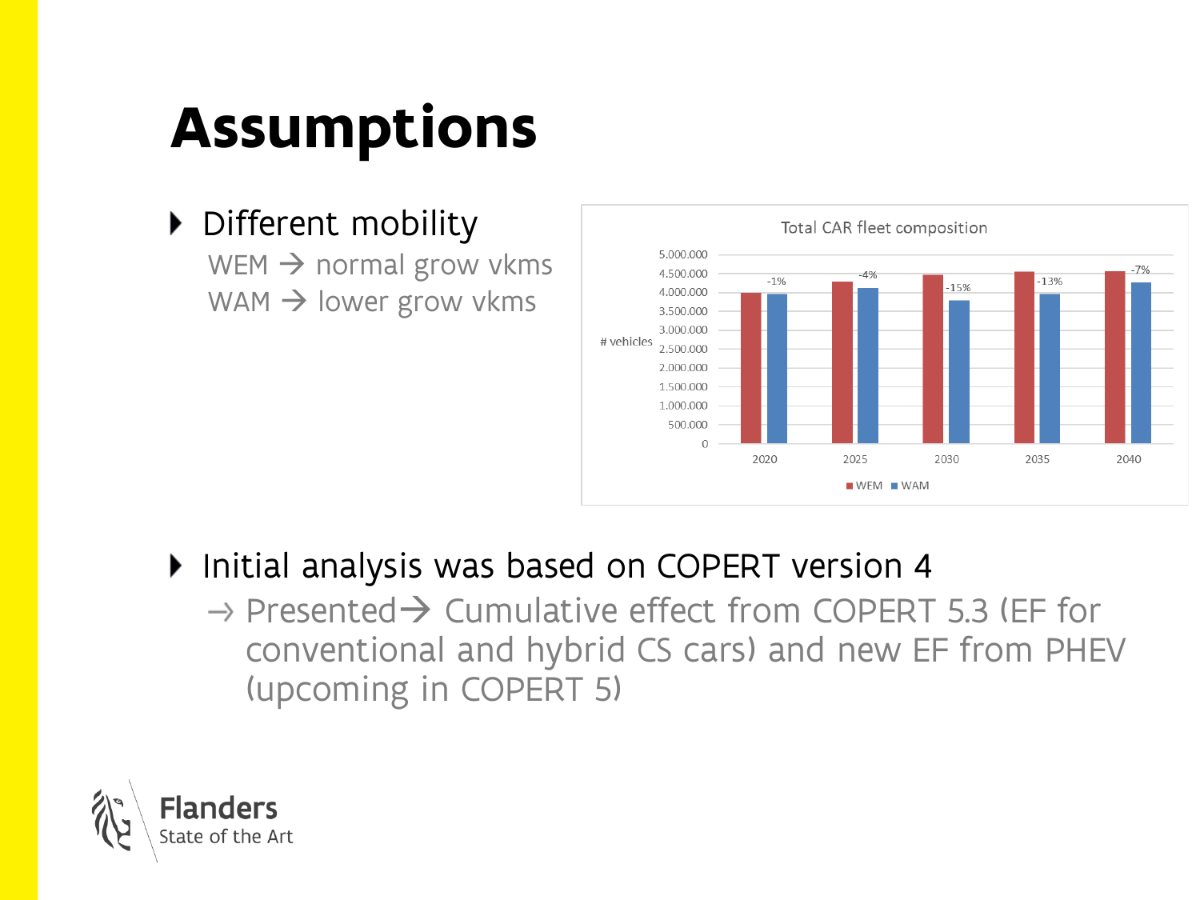# Assumptions

- Different mobility
  - WEM → normal grow vkms
  - WAM → lower grow vkms

Total CAR fleet composition

| # vehicles | 2020 | 2025 | 2030 | 2035 | 2040 |
|---|---|---|---|---|---|
| WAM vs WEM | -1% | -4% | -15% | -13% | -7% |

- Initial analysis was based on COPERT version 4
  - → Presented→ Cumulative effect from COPERT 5.3 (EF for conventional and hybrid CS cars) and new EF from PHEV (upcoming in COPERT 5)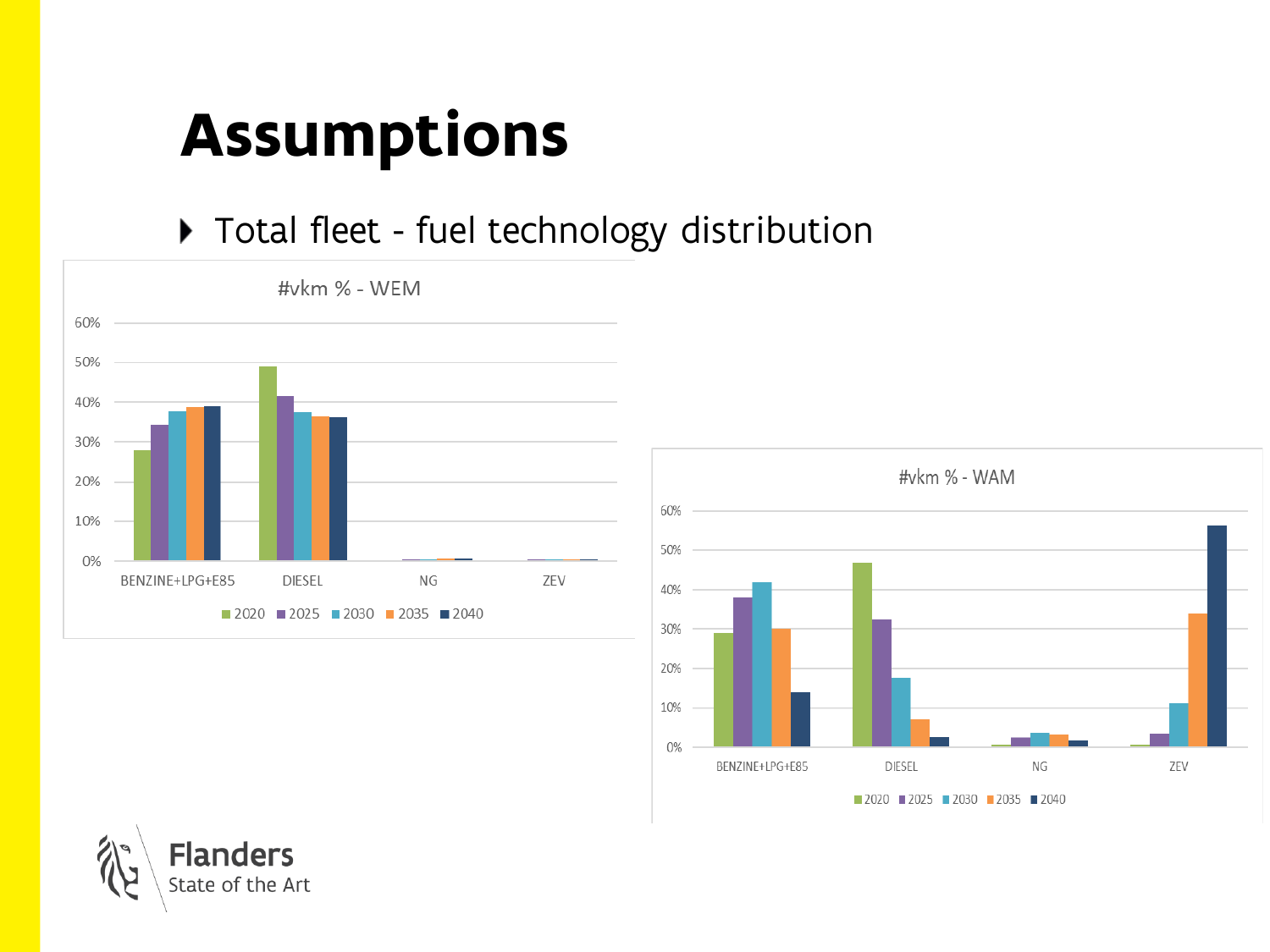# Assumptions

- Total fleet - fuel technology distribution

#vkm % - WEM

#vkm % - WAM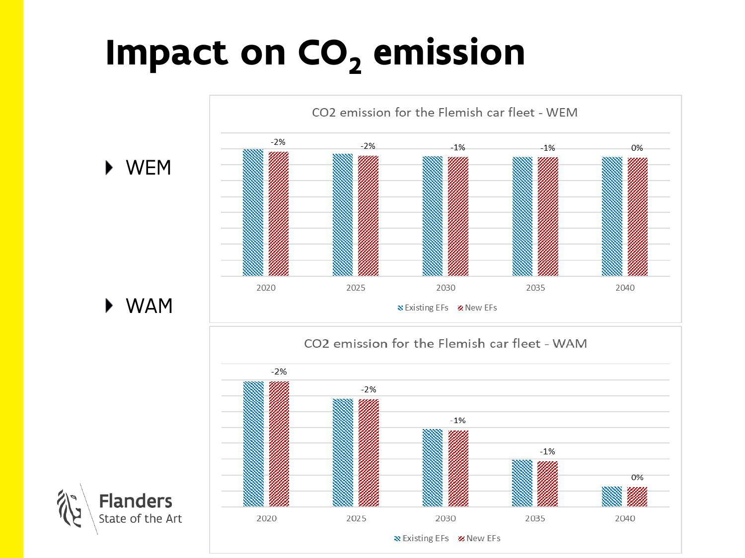# Impact on $CO_2$ emission

- WEM
- WAM

**CO2 emission for the Flemish car fleet - WEM**

| | 2020 | 2025 | 2030 | 2035 | 2040 |
|---|---|---|---|---|---|
| New EFs vs Existing EFs | -2% | -2% | -1% | -1% | 0% |

Legend: Existing EFs, New EFs

**CO2 emission for the Flemish car fleet - WAM**

| | 2020 | 2025 | 2030 | 2035 | 2040 |
|---|---|---|---|---|---|
| New EFs vs Existing EFs | -2% | -2% | -1% | -1% | 0% |

Legend: Existing EFs, New EFs

Flanders
State of the Art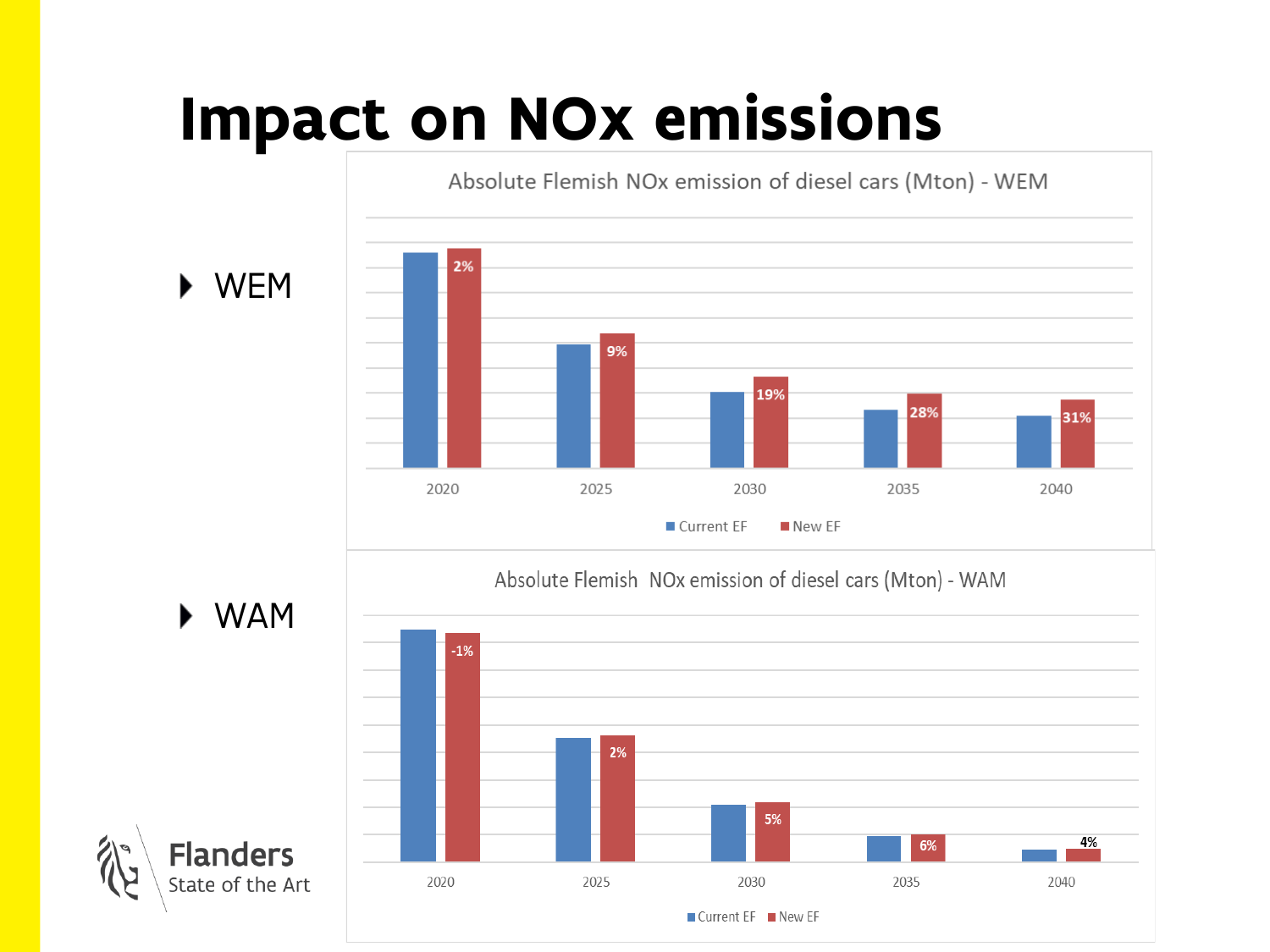# Impact on NOx emissions

- WEM

Absolute Flemish NOx emission of diesel cars (Mton) - WEM

| | 2020 | 2025 | 2030 | 2035 | 2040 |
|---|---|---|---|---|---|
| New EF vs Current EF | 2% | 9% | 19% | 28% | 31% |

Current EF · New EF

- WAM

Absolute Flemish NOx emission of diesel cars (Mton) - WAM

| | 2020 | 2025 | 2030 | 2035 | 2040 |
|---|---|---|---|---|---|
| New EF vs Current EF | -1% | 2% | 5% | 6% | 4% |

Current EF · New EF

Flanders
State of the Art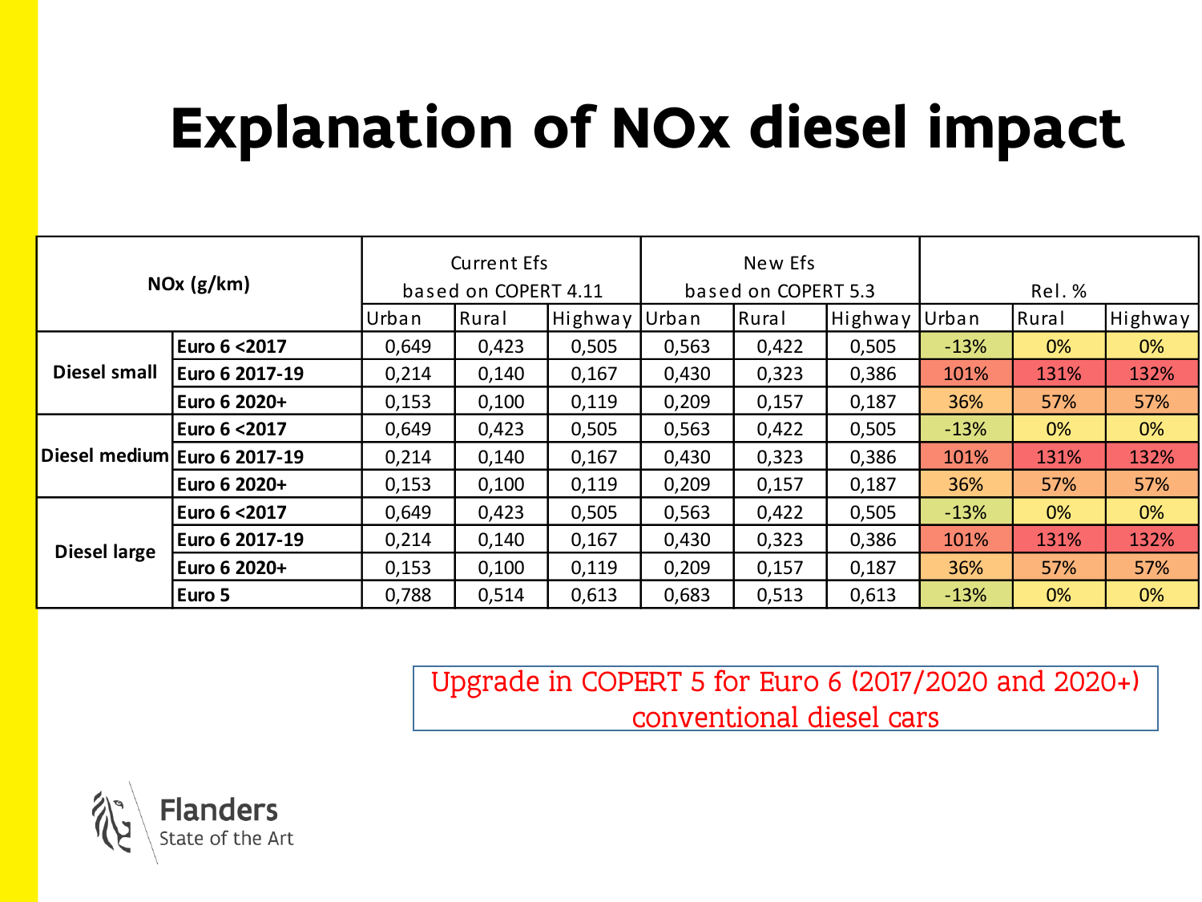# Explanation of NOx diesel impact

| NOx (g/km) | | Current Efs based on COPERT 4.11 | | | New Efs based on COPERT 5.3 | | | Rel. % | | |
|---|---|---|---|---|---|---|---|---|---|---|
| | | Urban | Rural | Highway | Urban | Rural | Highway | Urban | Rural | Highway |
| Diesel small | **Euro 6 <2017** | 0,649 | 0,423 | 0,505 | 0,563 | 0,422 | 0,505 | -13% | 0% | 0% |
| | **Euro 6 2017-19** | 0,214 | 0,140 | 0,167 | 0,430 | 0,323 | 0,386 | 101% | 131% | 132% |
| | **Euro 6 2020+** | 0,153 | 0,100 | 0,119 | 0,209 | 0,157 | 0,187 | 36% | 57% | 57% |
| Diesel medium | **Euro 6 <2017** | 0,649 | 0,423 | 0,505 | 0,563 | 0,422 | 0,505 | -13% | 0% | 0% |
| | **Euro 6 2017-19** | 0,214 | 0,140 | 0,167 | 0,430 | 0,323 | 0,386 | 101% | 131% | 132% |
| | **Euro 6 2020+** | 0,153 | 0,100 | 0,119 | 0,209 | 0,157 | 0,187 | 36% | 57% | 57% |
| Diesel large | **Euro 6 <2017** | 0,649 | 0,423 | 0,505 | 0,563 | 0,422 | 0,505 | -13% | 0% | 0% |
| | **Euro 6 2017-19** | 0,214 | 0,140 | 0,167 | 0,430 | 0,323 | 0,386 | 101% | 131% | 132% |
| | **Euro 6 2020+** | 0,153 | 0,100 | 0,119 | 0,209 | 0,157 | 0,187 | 36% | 57% | 57% |
| | **Euro 5** | 0,788 | 0,514 | 0,613 | 0,683 | 0,513 | 0,613 | -13% | 0% | 0% |

Upgrade in COPERT 5 for Euro 6 (2017/2020 and 2020+) conventional diesel cars

Flanders
State of the Art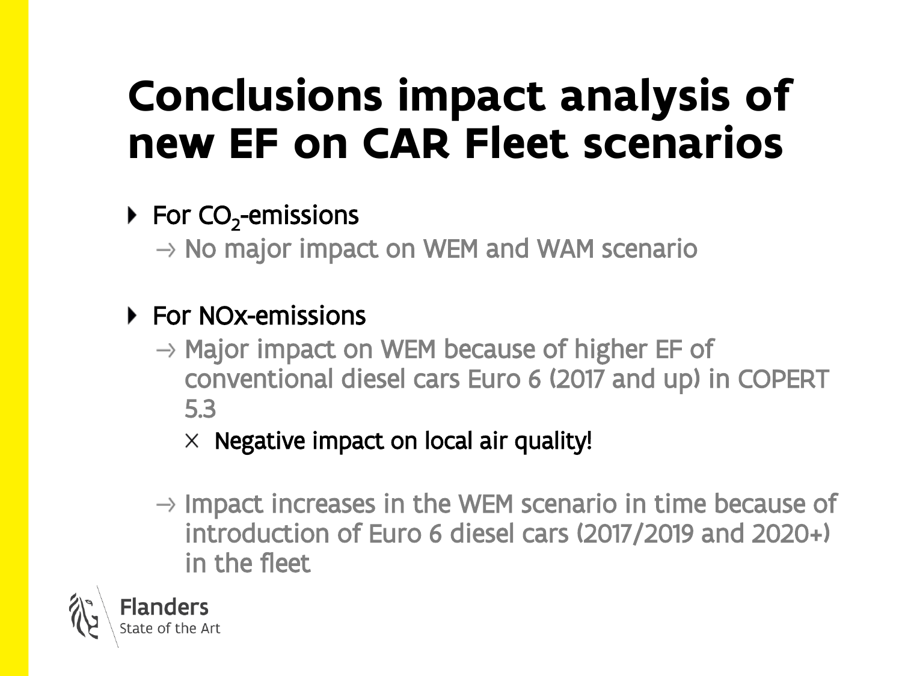# Conclusions impact analysis of new EF on CAR Fleet scenarios

- For $CO_2$-emissions
  - → No major impact on WEM and WAM scenario
- For NOx-emissions
  - → Major impact on WEM because of higher EF of conventional diesel cars Euro 6 (2017 and up) in COPERT 5.3
    - × Negative impact on local air quality!
  - → Impact increases in the WEM scenario in time because of introduction of Euro 6 diesel cars (2017/2019 and 2020+) in the fleet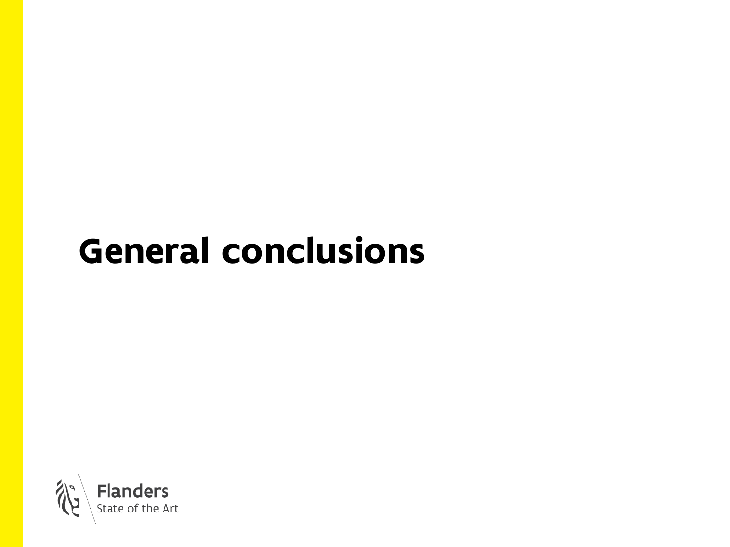# General conclusions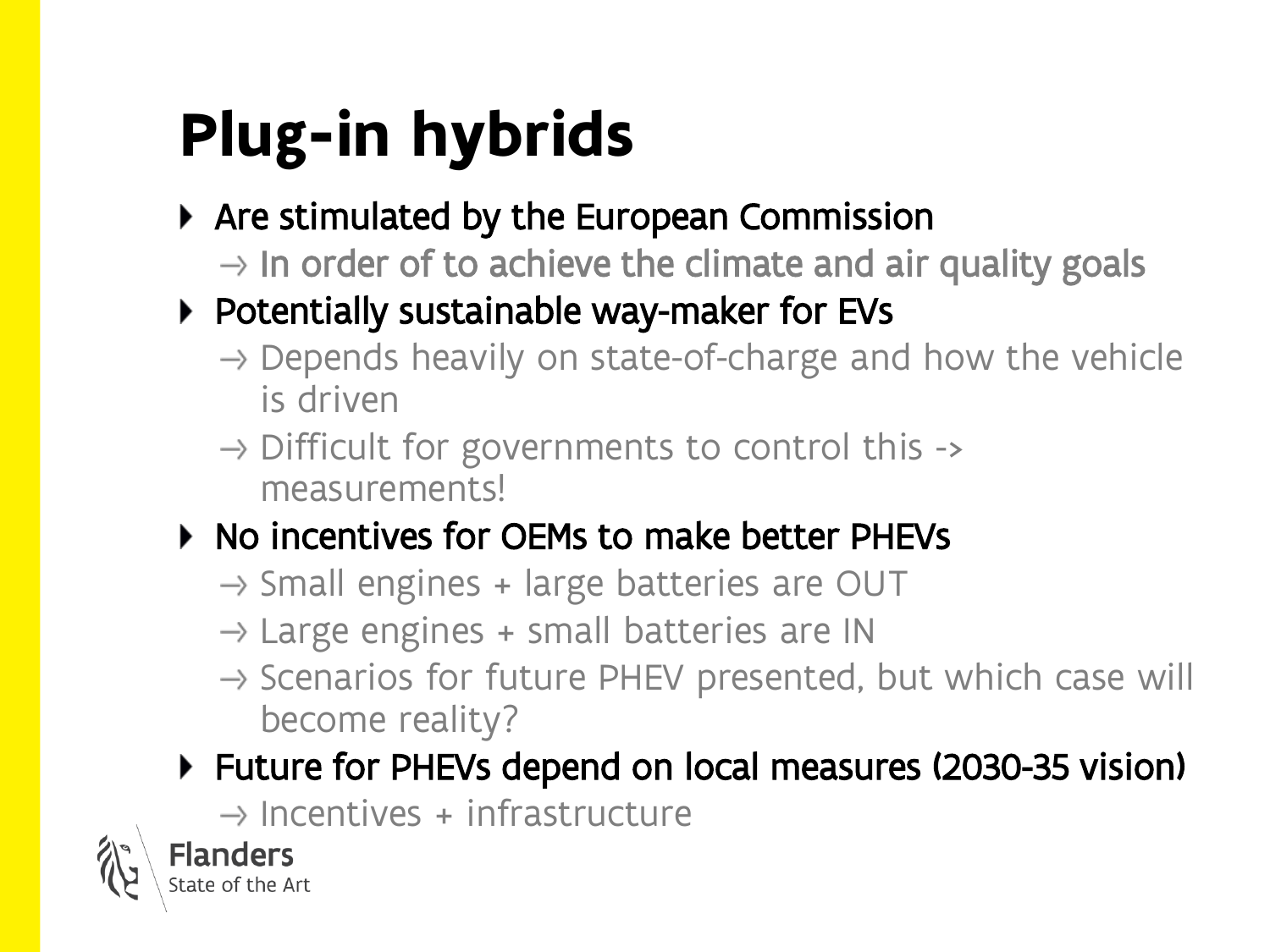# Plug-in hybrids

- Are stimulated by the European Commission
  - → In order of to achieve the climate and air quality goals
- Potentially sustainable way-maker for EVs
  - → Depends heavily on state-of-charge and how the vehicle is driven
  - → Difficult for governments to control this -> measurements!
- No incentives for OEMs to make better PHEVs
  - → Small engines + large batteries are OUT
  - → Large engines + small batteries are IN
  - → Scenarios for future PHEV presented, but which case will become reality?
- Future for PHEVs depend on local measures (2030-35 vision)
  - → Incentives + infrastructure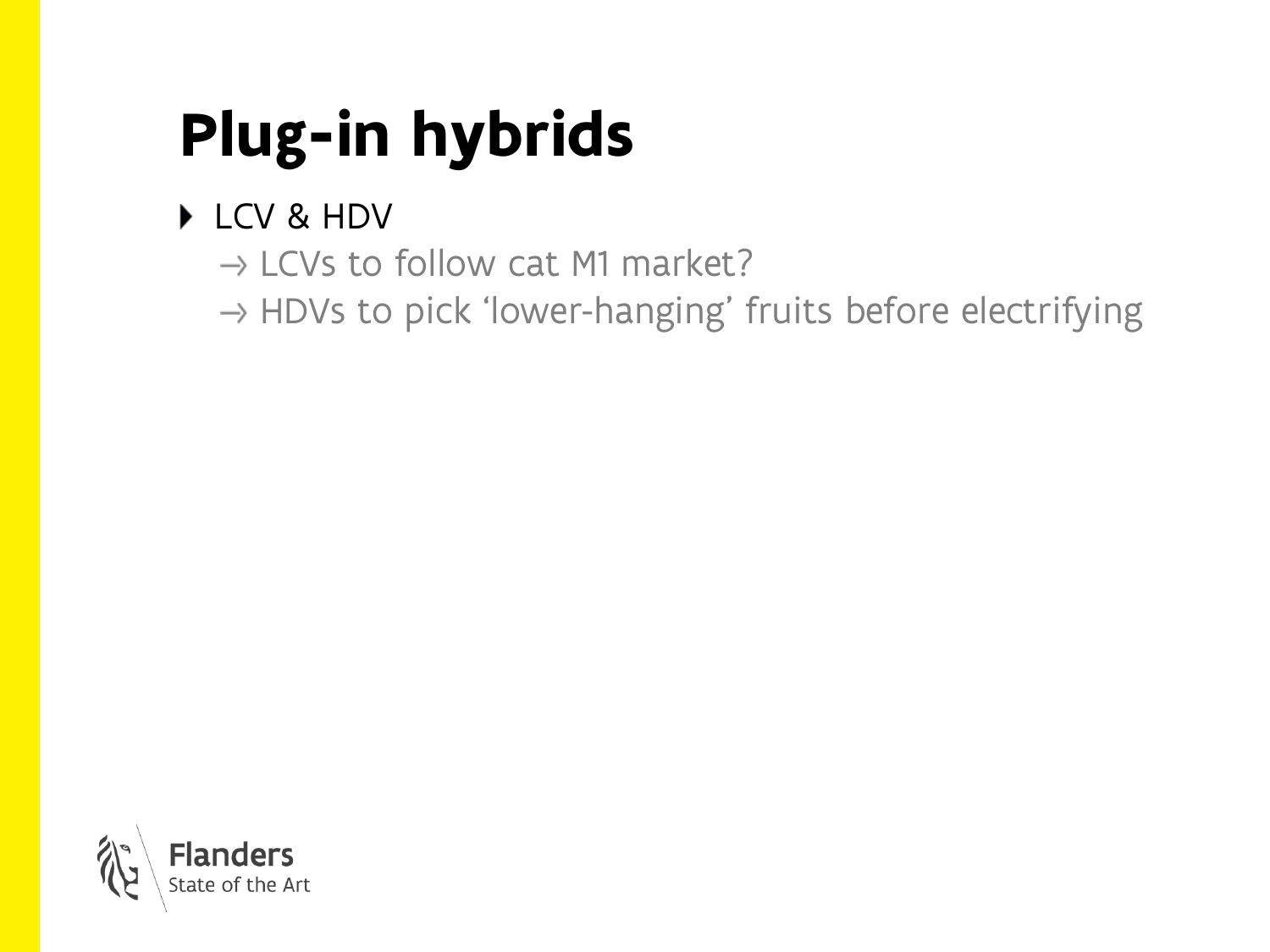# Plug-in hybrids

- LCV & HDV
  - → LCVs to follow cat M1 market?
  - → HDVs to pick 'lower-hanging' fruits before electrifying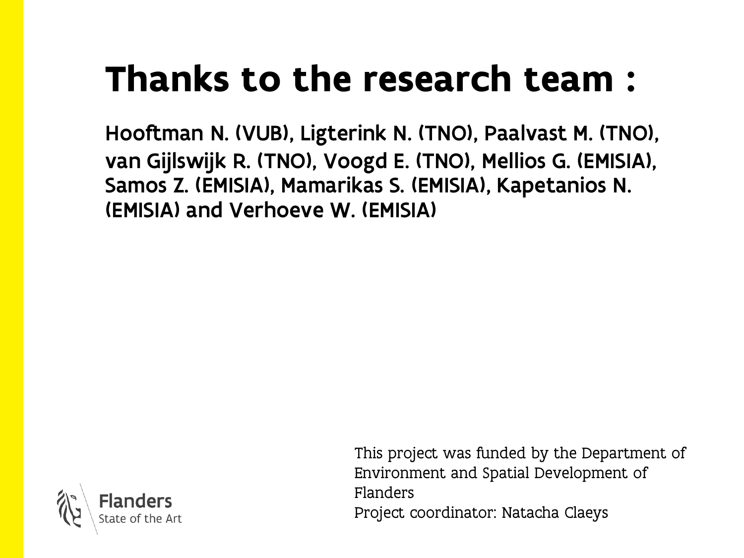# Thanks to the research team :

**Hooftman N. (VUB), Ligterink N. (TNO), Paalvast M. (TNO), van Gijlswijk R. (TNO), Voogd E. (TNO), Mellios G. (EMISIA), Samos Z. (EMISIA), Mamarikas S. (EMISIA), Kapetanios N. (EMISIA) and Verhoeve W. (EMISIA)**

Flanders
State of the Art

This project was funded by the Department of Environment and Spatial Development of Flanders
Project coordinator: Natacha Claeys